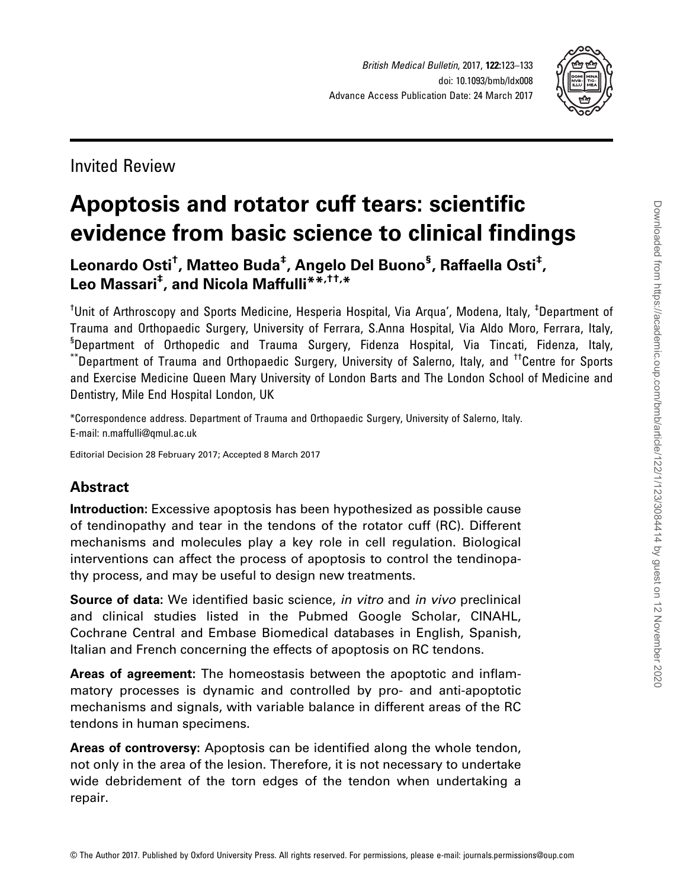Invited Review

# Apoptosis and rotator cuff tears: scientific evidence from basic science to clinical findings

**Leonardo Osti[†], Matteo Buda[‡], Angelo Del Buono[§], Raffaella Osti[‡], Leo Massari[‡], and Nicola Maffulli[**,††,*]**

[†]Unit of Arthroscopy and Sports Medicine, Hesperia Hospital, Via Arqua', Modena, Italy, [‡]Department of Trauma and Orthopaedic Surgery, University of Ferrara, S.Anna Hospital, Via Aldo Moro, Ferrara, Italy, [§]Department of Orthopedic and Trauma Surgery, Fidenza Hospital, Via Tincati, Fidenza, Italy, [**]Department of Trauma and Orthopaedic Surgery, University of Salerno, Italy, and [††]Centre for Sports and Exercise Medicine Queen Mary University of London Barts and The London School of Medicine and Dentistry, Mile End Hospital London, UK

*Correspondence address. Department of Trauma and Orthopaedic Surgery, University of Salerno, Italy. E-mail: n.maffulli@qmul.ac.uk

Editorial Decision 28 February 2017; Accepted 8 March 2017

## Abstract

**Introduction**: Excessive apoptosis has been hypothesized as possible cause of tendinopathy and tear in the tendons of the rotator cuff (RC). Different mechanisms and molecules play a key role in cell regulation. Biological interventions can affect the process of apoptosis to control the tendinopathy process, and may be useful to design new treatments.

**Source of data**: We identified basic science, *in vitro* and *in vivo* preclinical and clinical studies listed in the Pubmed Google Scholar, CINAHL, Cochrane Central and Embase Biomedical databases in English, Spanish, Italian and French concerning the effects of apoptosis on RC tendons.

**Areas of agreement**: The homeostasis between the apoptotic and inflammatory processes is dynamic and controlled by pro- and anti-apoptotic mechanisms and signals, with variable balance in different areas of the RC tendons in human specimens.

**Areas of controversy**: Apoptosis can be identified along the whole tendon, not only in the area of the lesion. Therefore, it is not necessary to undertake wide debridement of the torn edges of the tendon when undertaking a repair.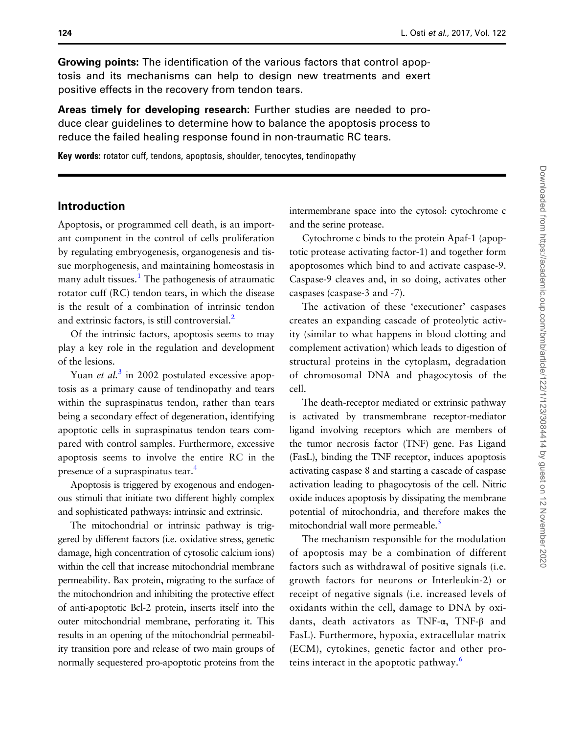**Growing points:** The identification of the various factors that control apoptosis and its mechanisms can help to design new treatments and exert positive effects in the recovery from tendon tears.

**Areas timely for developing research:** Further studies are needed to produce clear guidelines to determine how to balance the apoptosis process to reduce the failed healing response found in non-traumatic RC tears.

**Key words:** rotator cuff, tendons, apoptosis, shoulder, tenocytes, tendinopathy

## Introduction

Apoptosis, or programmed cell death, is an important component in the control of cells proliferation by regulating embryogenesis, organogenesis and tissue morphogenesis, and maintaining homeostasis in many adult tissues.[1] The pathogenesis of atraumatic rotator cuff (RC) tendon tears, in which the disease is the result of a combination of intrinsic tendon and extrinsic factors, is still controversial.[2]

Of the intrinsic factors, apoptosis seems to may play a key role in the regulation and development of the lesions.

Yuan *et al.*[3] in 2002 postulated excessive apoptosis as a primary cause of tendinopathy and tears within the supraspinatus tendon, rather than tears being a secondary effect of degeneration, identifying apoptotic cells in supraspinatus tendon tears compared with control samples. Furthermore, excessive apoptosis seems to involve the entire RC in the presence of a supraspinatus tear.[4]

Apoptosis is triggered by exogenous and endogenous stimuli that initiate two different highly complex and sophisticated pathways: intrinsic and extrinsic.

The mitochondrial or intrinsic pathway is triggered by different factors (i.e. oxidative stress, genetic damage, high concentration of cytosolic calcium ions) within the cell that increase mitochondrial membrane permeability. Bax protein, migrating to the surface of the mitochondrion and inhibiting the protective effect of anti-apoptotic Bcl-2 protein, inserts itself into the outer mitochondrial membrane, perforating it. This results in an opening of the mitochondrial permeability transition pore and release of two main groups of normally sequestered pro-apoptotic proteins from the intermembrane space into the cytosol: cytochrome c and the serine protease.

Cytochrome c binds to the protein Apaf-1 (apoptotic protease activating factor-1) and together form apoptosomes which bind to and activate caspase-9. Caspase-9 cleaves and, in so doing, activates other caspases (caspase-3 and -7).

The activation of these 'executioner' caspases creates an expanding cascade of proteolytic activity (similar to what happens in blood clotting and complement activation) which leads to digestion of structural proteins in the cytoplasm, degradation of chromosomal DNA and phagocytosis of the cell.

The death-receptor mediated or extrinsic pathway is activated by transmembrane receptor-mediator ligand involving receptors which are members of the tumor necrosis factor (TNF) gene. Fas Ligand (FasL), binding the TNF receptor, induces apoptosis activating caspase 8 and starting a cascade of caspase activation leading to phagocytosis of the cell. Nitric oxide induces apoptosis by dissipating the membrane potential of mitochondria, and therefore makes the mitochondrial wall more permeable.[5]

The mechanism responsible for the modulation of apoptosis may be a combination of different factors such as withdrawal of positive signals (i.e. growth factors for neurons or Interleukin-2) or receipt of negative signals (i.e. increased levels of oxidants within the cell, damage to DNA by oxidants, death activators as TNF-α, TNF-β and FasL). Furthermore, hypoxia, extracellular matrix (ECM), cytokines, genetic factor and other proteins interact in the apoptotic pathway.[6]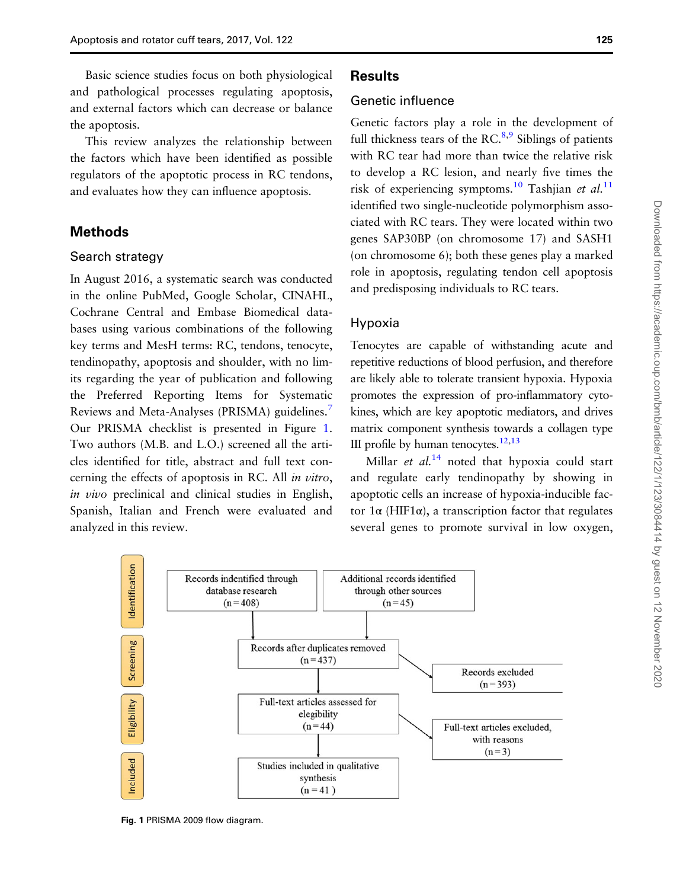Basic science studies focus on both physiological and pathological processes regulating apoptosis, and external factors which can decrease or balance the apoptosis.

This review analyzes the relationship between the factors which have been identified as possible regulators of the apoptotic process in RC tendons, and evaluates how they can influence apoptosis.

## Methods

### Search strategy

In August 2016, a systematic search was conducted in the online PubMed, Google Scholar, CINAHL, Cochrane Central and Embase Biomedical databases using various combinations of the following key terms and MesH terms: RC, tendons, tenocyte, tendinopathy, apoptosis and shoulder, with no limits regarding the year of publication and following the Preferred Reporting Items for Systematic Reviews and Meta-Analyses (PRISMA) guidelines.[7] Our PRISMA checklist is presented in Figure 1. Two authors (M.B. and L.O.) screened all the articles identified for title, abstract and full text concerning the effects of apoptosis in RC. All *in vitro*, *in vivo* preclinical and clinical studies in English, Spanish, Italian and French were evaluated and analyzed in this review.

## Results

### Genetic influence

Genetic factors play a role in the development of full thickness tears of the RC.[8,9] Siblings of patients with RC tear had more than twice the relative risk to develop a RC lesion, and nearly five times the risk of experiencing symptoms.[10] Tashjian *et al.*[11] identified two single-nucleotide polymorphism associated with RC tears. They were located within two genes SAP30BP (on chromosome 17) and SASH1 (on chromosome 6); both these genes play a marked role in apoptosis, regulating tendon cell apoptosis and predisposing individuals to RC tears.

### Hypoxia

Tenocytes are capable of withstanding acute and repetitive reductions of blood perfusion, and therefore are likely able to tolerate transient hypoxia. Hypoxia promotes the expression of pro-inflammatory cytokines, which are key apoptotic mediators, and drives matrix component synthesis towards a collagen type III profile by human tenocytes.[12,13]

Millar *et al.*[14] noted that hypoxia could start and regulate early tendinopathy by showing in apoptotic cells an increase of hypoxia-inducible factor 1α (HIF1α), a transcription factor that regulates several genes to promote survival in low oxygen,

Identification: Records indentified through database research (n = 408); Additional records identified through other sources (n = 45)

Screening: Records after duplicates removed (n = 437); Records excluded (n = 393)

Eligibility: Full-text articles assessed for elegibility (n = 44); Full-text articles excluded, with reasons (n = 3)

Included: Studies included in qualitative synthesis (n = 41)

**Fig. 1** PRISMA 2009 flow diagram.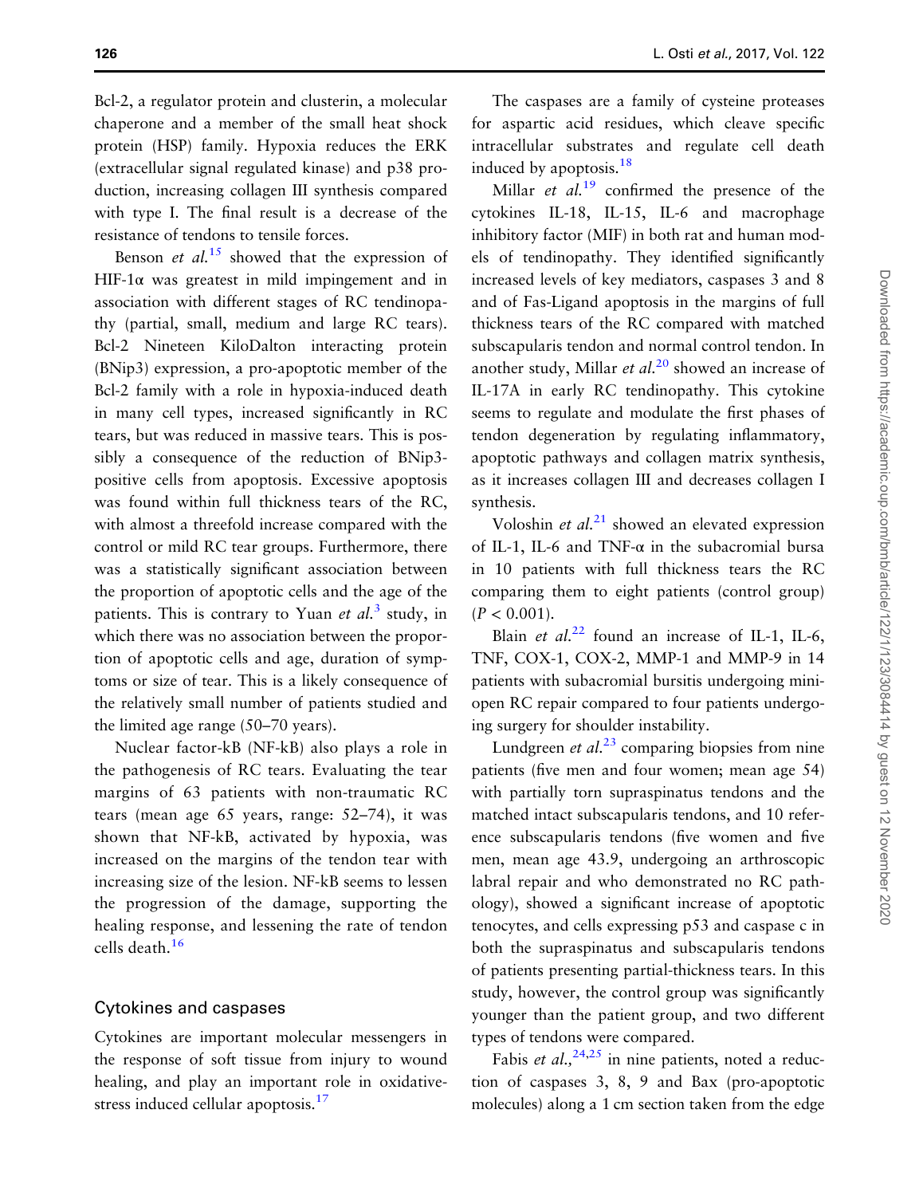Bcl-2, a regulator protein and clusterin, a molecular chaperone and a member of the small heat shock protein (HSP) family. Hypoxia reduces the ERK (extracellular signal regulated kinase) and p38 production, increasing collagen III synthesis compared with type I. The final result is a decrease of the resistance of tendons to tensile forces.

Benson *et al.*[15] showed that the expression of HIF-1α was greatest in mild impingement and in association with different stages of RC tendinopathy (partial, small, medium and large RC tears). Bcl-2 Nineteen KiloDalton interacting protein (BNip3) expression, a pro-apoptotic member of the Bcl-2 family with a role in hypoxia-induced death in many cell types, increased significantly in RC tears, but was reduced in massive tears. This is possibly a consequence of the reduction of BNip3-positive cells from apoptosis. Excessive apoptosis was found within full thickness tears of the RC, with almost a threefold increase compared with the control or mild RC tear groups. Furthermore, there was a statistically significant association between the proportion of apoptotic cells and the age of the patients. This is contrary to Yuan *et al.*[3] study, in which there was no association between the proportion of apoptotic cells and age, duration of symptoms or size of tear. This is a likely consequence of the relatively small number of patients studied and the limited age range (50–70 years).

Nuclear factor-kB (NF-kB) also plays a role in the pathogenesis of RC tears. Evaluating the tear margins of 63 patients with non-traumatic RC tears (mean age 65 years, range: 52–74), it was shown that NF-kB, activated by hypoxia, was increased on the margins of the tendon tear with increasing size of the lesion. NF-kB seems to lessen the progression of the damage, supporting the healing response, and lessening the rate of tendon cells death.[16]

## Cytokines and caspases

Cytokines are important molecular messengers in the response of soft tissue from injury to wound healing, and play an important role in oxidative-stress induced cellular apoptosis.[17]

The caspases are a family of cysteine proteases for aspartic acid residues, which cleave specific intracellular substrates and regulate cell death induced by apoptosis.[18]

Millar *et al.*[19] confirmed the presence of the cytokines IL-18, IL-15, IL-6 and macrophage inhibitory factor (MIF) in both rat and human models of tendinopathy. They identified significantly increased levels of key mediators, caspases 3 and 8 and of Fas-Ligand apoptosis in the margins of full thickness tears of the RC compared with matched subscapularis tendon and normal control tendon. In another study, Millar *et al.*[20] showed an increase of IL-17A in early RC tendinopathy. This cytokine seems to regulate and modulate the first phases of tendon degeneration by regulating inflammatory, apoptotic pathways and collagen matrix synthesis, as it increases collagen III and decreases collagen I synthesis.

Voloshin *et al.*[21] showed an elevated expression of IL-1, IL-6 and TNF-α in the subacromial bursa in 10 patients with full thickness tears the RC comparing them to eight patients (control group) ($P < 0.001$).

Blain *et al.*[22] found an increase of IL-1, IL-6, TNF, COX-1, COX-2, MMP-1 and MMP-9 in 14 patients with subacromial bursitis undergoing mini-open RC repair compared to four patients undergoing surgery for shoulder instability.

Lundgreen *et al.*[23] comparing biopsies from nine patients (five men and four women; mean age 54) with partially torn supraspinatus tendons and the matched intact subscapularis tendons, and 10 reference subscapularis tendons (five women and five men, mean age 43.9, undergoing an arthroscopic labral repair and who demonstrated no RC pathology), showed a significant increase of apoptotic tenocytes, and cells expressing p53 and caspase c in both the supraspinatus and subscapularis tendons of patients presenting partial-thickness tears. In this study, however, the control group was significantly younger than the patient group, and two different types of tendons were compared.

Fabis *et al.*,[24,25] in nine patients, noted a reduction of caspases 3, 8, 9 and Bax (pro-apoptotic molecules) along a 1 cm section taken from the edge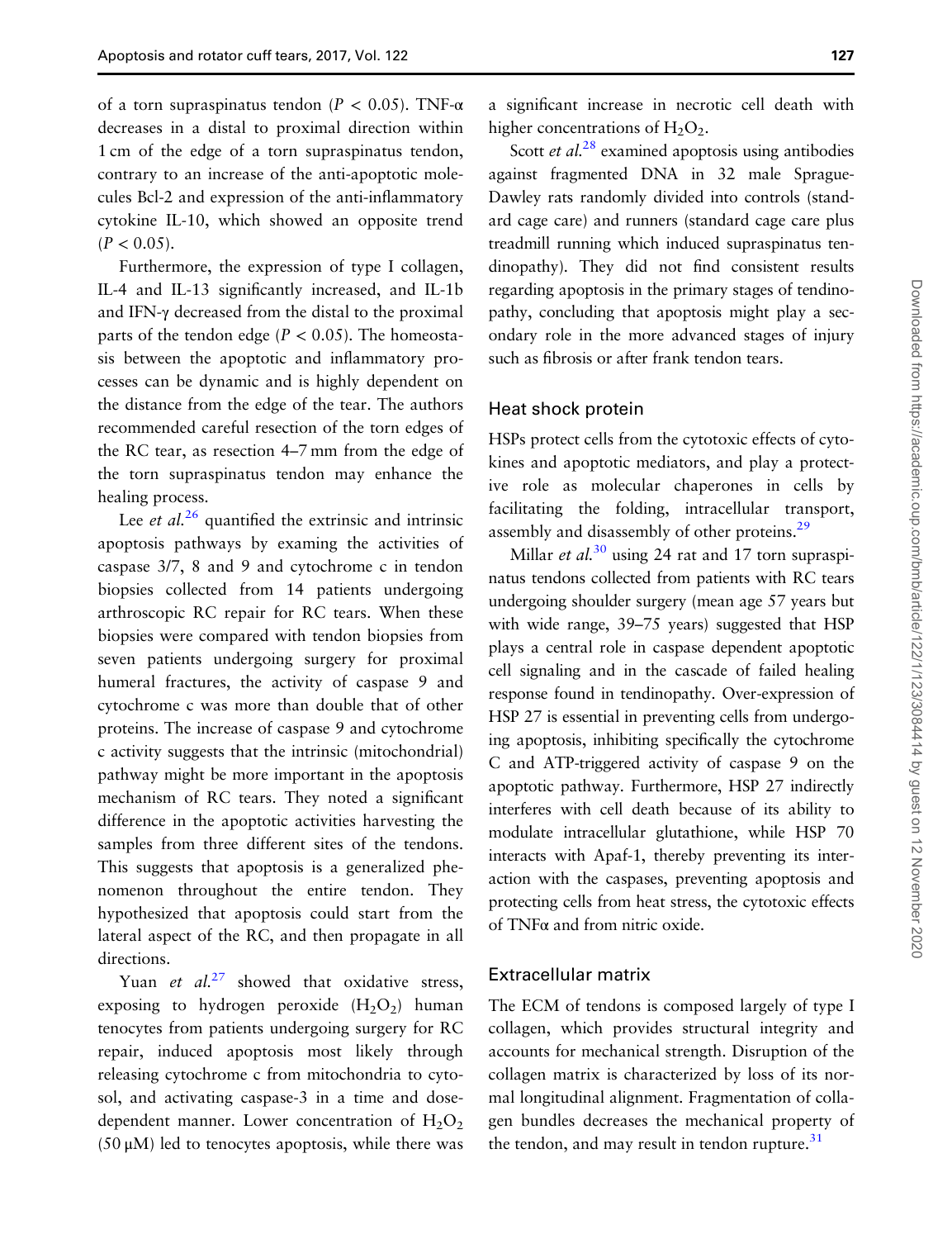of a torn supraspinatus tendon ($P < 0.05$). TNF-α decreases in a distal to proximal direction within 1 cm of the edge of a torn supraspinatus tendon, contrary to an increase of the anti-apoptotic molecules Bcl-2 and expression of the anti-inflammatory cytokine IL-10, which showed an opposite trend ($P < 0.05$).

Furthermore, the expression of type I collagen, IL-4 and IL-13 significantly increased, and IL-1b and IFN-γ decreased from the distal to the proximal parts of the tendon edge ($P < 0.05$). The homeostasis between the apoptotic and inflammatory processes can be dynamic and is highly dependent on the distance from the edge of the tear. The authors recommended careful resection of the torn edges of the RC tear, as resection 4–7 mm from the edge of the torn supraspinatus tendon may enhance the healing process.

Lee *et al.*[26] quantified the extrinsic and intrinsic apoptosis pathways by examing the activities of caspase 3/7, 8 and 9 and cytochrome c in tendon biopsies collected from 14 patients undergoing arthroscopic RC repair for RC tears. When these biopsies were compared with tendon biopsies from seven patients undergoing surgery for proximal humeral fractures, the activity of caspase 9 and cytochrome c was more than double that of other proteins. The increase of caspase 9 and cytochrome c activity suggests that the intrinsic (mitochondrial) pathway might be more important in the apoptosis mechanism of RC tears. They noted a significant difference in the apoptotic activities harvesting the samples from three different sites of the tendons. This suggests that apoptosis is a generalized phenomenon throughout the entire tendon. They hypothesized that apoptosis could start from the lateral aspect of the RC, and then propagate in all directions.

Yuan *et al.*[27] showed that oxidative stress, exposing to hydrogen peroxide ($H_2O_2$) human tenocytes from patients undergoing surgery for RC repair, induced apoptosis most likely through releasing cytochrome c from mitochondria to cytosol, and activating caspase-3 in a time and dose-dependent manner. Lower concentration of $H_2O_2$ (50 μM) led to tenocytes apoptosis, while there was a significant increase in necrotic cell death with higher concentrations of $H_2O_2$.

Scott *et al.*[28] examined apoptosis using antibodies against fragmented DNA in 32 male Sprague-Dawley rats randomly divided into controls (standard cage care) and runners (standard cage care plus treadmill running which induced supraspinatus tendinopathy). They did not find consistent results regarding apoptosis in the primary stages of tendinopathy, concluding that apoptosis might play a secondary role in the more advanced stages of injury such as fibrosis or after frank tendon tears.

## Heat shock protein

HSPs protect cells from the cytotoxic effects of cytokines and apoptotic mediators, and play a protective role as molecular chaperones in cells by facilitating the folding, intracellular transport, assembly and disassembly of other proteins.[29]

Millar *et al.*[30] using 24 rat and 17 torn supraspinatus tendons collected from patients with RC tears undergoing shoulder surgery (mean age 57 years but with wide range, 39–75 years) suggested that HSP plays a central role in caspase dependent apoptotic cell signaling and in the cascade of failed healing response found in tendinopathy. Over-expression of HSP 27 is essential in preventing cells from undergoing apoptosis, inhibiting specifically the cytochrome C and ATP-triggered activity of caspase 9 on the apoptotic pathway. Furthermore, HSP 27 indirectly interferes with cell death because of its ability to modulate intracellular glutathione, while HSP 70 interacts with Apaf-1, thereby preventing its interaction with the caspases, preventing apoptosis and protecting cells from heat stress, the cytotoxic effects of TNFα and from nitric oxide.

## Extracellular matrix

The ECM of tendons is composed largely of type I collagen, which provides structural integrity and accounts for mechanical strength. Disruption of the collagen matrix is characterized by loss of its normal longitudinal alignment. Fragmentation of collagen bundles decreases the mechanical property of the tendon, and may result in tendon rupture.[31]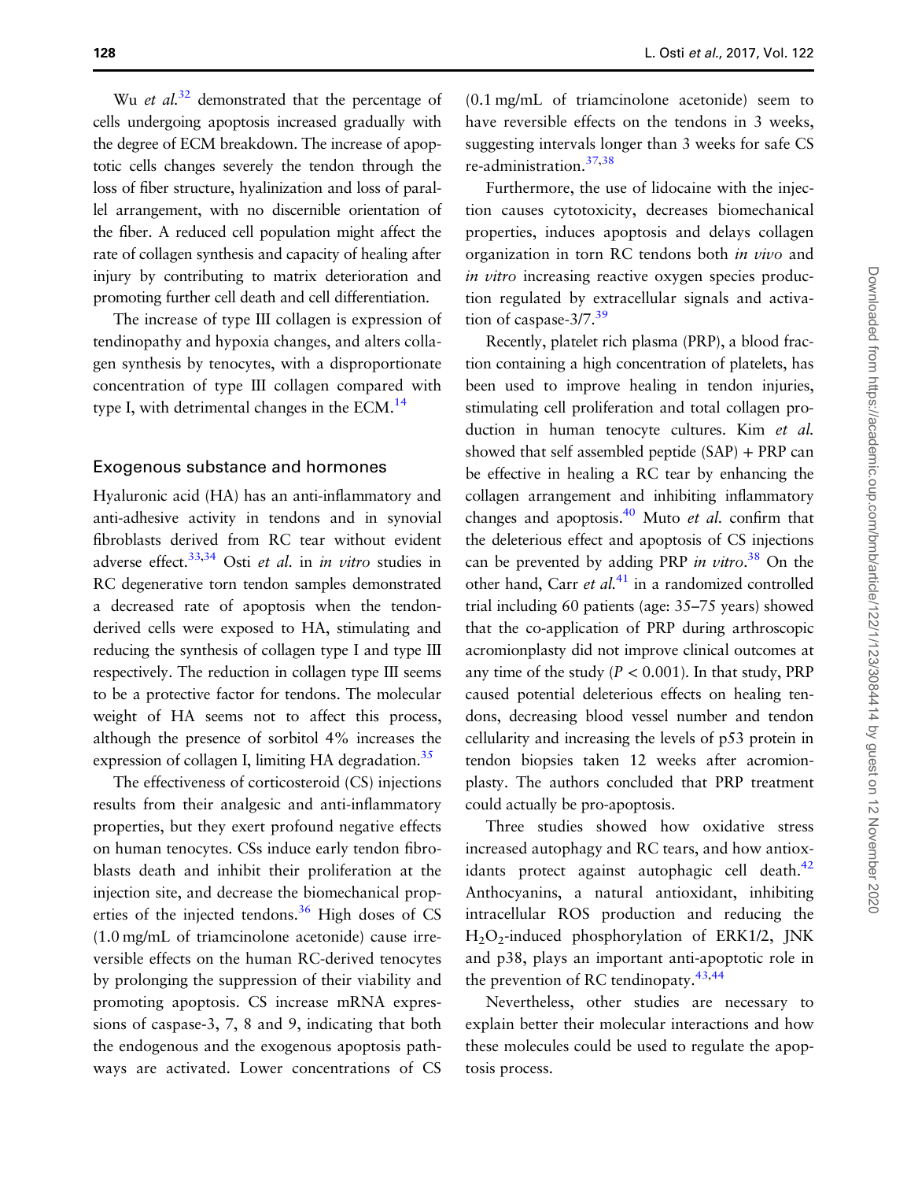Wu *et al.*[32] demonstrated that the percentage of cells undergoing apoptosis increased gradually with the degree of ECM breakdown. The increase of apoptotic cells changes severely the tendon through the loss of fiber structure, hyalinization and loss of parallel arrangement, with no discernible orientation of the fiber. A reduced cell population might affect the rate of collagen synthesis and capacity of healing after injury by contributing to matrix deterioration and promoting further cell death and cell differentiation.

The increase of type III collagen is expression of tendinopathy and hypoxia changes, and alters collagen synthesis by tenocytes, with a disproportionate concentration of type III collagen compared with type I, with detrimental changes in the ECM.[14]

## Exogenous substance and hormones

Hyaluronic acid (HA) has an anti-inflammatory and anti-adhesive activity in tendons and in synovial fibroblasts derived from RC tear without evident adverse effect.[33,34] Osti *et al.* in *in vitro* studies in RC degenerative torn tendon samples demonstrated a decreased rate of apoptosis when the tendon-derived cells were exposed to HA, stimulating and reducing the synthesis of collagen type I and type III respectively. The reduction in collagen type III seems to be a protective factor for tendons. The molecular weight of HA seems not to affect this process, although the presence of sorbitol 4% increases the expression of collagen I, limiting HA degradation.[35]

The effectiveness of corticosteroid (CS) injections results from their analgesic and anti-inflammatory properties, but they exert profound negative effects on human tenocytes. CSs induce early tendon fibroblasts death and inhibit their proliferation at the injection site, and decrease the biomechanical properties of the injected tendons.[36] High doses of CS (1.0 mg/mL of triamcinolone acetonide) cause irreversible effects on the human RC-derived tenocytes by prolonging the suppression of their viability and promoting apoptosis. CS increase mRNA expressions of caspase-3, 7, 8 and 9, indicating that both the endogenous and the exogenous apoptosis pathways are activated. Lower concentrations of CS (0.1 mg/mL of triamcinolone acetonide) seem to have reversible effects on the tendons in 3 weeks, suggesting intervals longer than 3 weeks for safe CS re-administration.[37,38]

Furthermore, the use of lidocaine with the injection causes cytotoxicity, decreases biomechanical properties, induces apoptosis and delays collagen organization in torn RC tendons both *in vivo* and *in vitro* increasing reactive oxygen species production regulated by extracellular signals and activation of caspase-3/7.[39]

Recently, platelet rich plasma (PRP), a blood fraction containing a high concentration of platelets, has been used to improve healing in tendon injuries, stimulating cell proliferation and total collagen production in human tenocyte cultures. Kim *et al.* showed that self assembled peptide (SAP) + PRP can be effective in healing a RC tear by enhancing the collagen arrangement and inhibiting inflammatory changes and apoptosis.[40] Muto *et al.* confirm that the deleterious effect and apoptosis of CS injections can be prevented by adding PRP *in vitro*.[38] On the other hand, Carr *et al.*[41] in a randomized controlled trial including 60 patients (age: 35–75 years) showed that the co-application of PRP during arthroscopic acromionplasty did not improve clinical outcomes at any time of the study ($P < 0.001$). In that study, PRP caused potential deleterious effects on healing tendons, decreasing blood vessel number and tendon cellularity and increasing the levels of p53 protein in tendon biopsies taken 12 weeks after acromionplasty. The authors concluded that PRP treatment could actually be pro-apoptosis.

Three studies showed how oxidative stress increased autophagy and RC tears, and how antioxidants protect against autophagic cell death.[42] Anthocyanins, a natural antioxidant, inhibiting intracellular ROS production and reducing the $H_2O_2$-induced phosphorylation of ERK1/2, JNK and p38, plays an important anti-apoptotic role in the prevention of RC tendinopaty.[43,44]

Nevertheless, other studies are necessary to explain better their molecular interactions and how these molecules could be used to regulate the apoptosis process.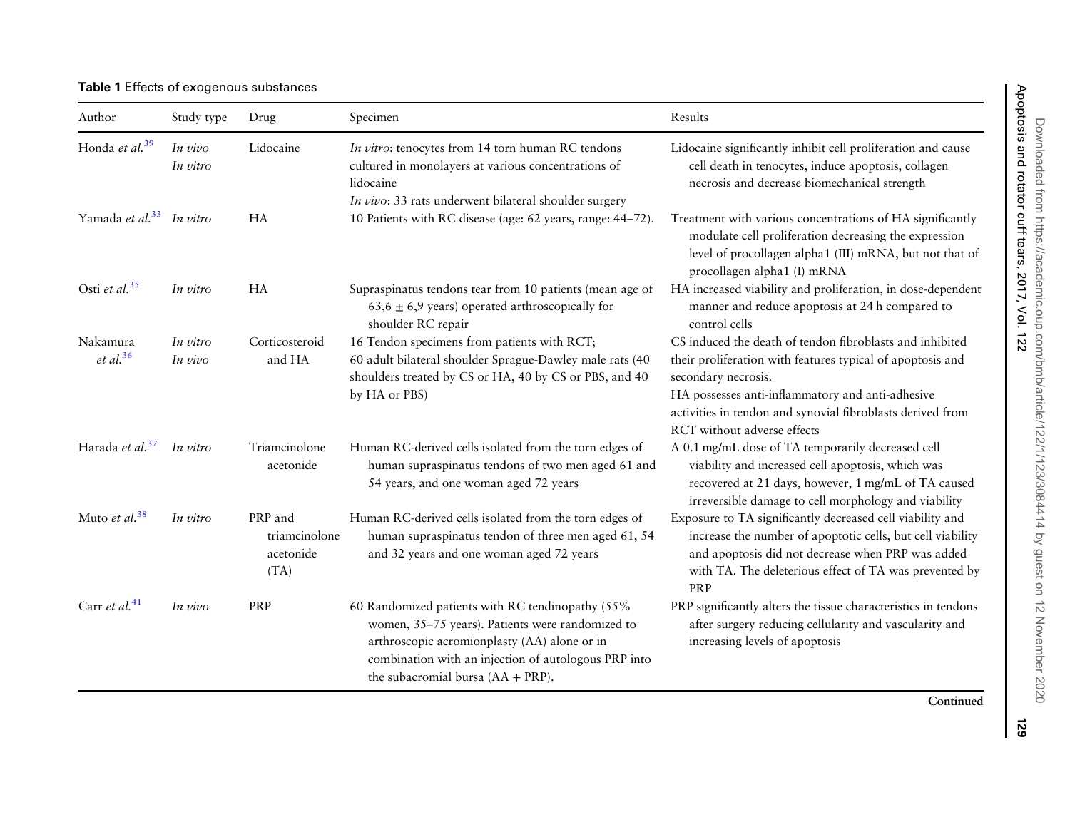**Table 1** Effects of exogenous substances

| Author | Study type | Drug | Specimen | Results |
|---|---|---|---|---|
| Honda *et al.*[39] | *In vivo* *In vitro* | Lidocaine | *In vitro*: tenocytes from 14 torn human RC tendons cultured in monolayers at various concentrations of lidocaine *In vivo*: 33 rats underwent bilateral shoulder surgery | Lidocaine significantly inhibit cell proliferation and cause cell death in tenocytes, induce apoptosis, collagen necrosis and decrease biomechanical strength |
| Yamada *et al.*[33] | *In vitro* | HA | 10 Patients with RC disease (age: 62 years, range: 44–72). | Treatment with various concentrations of HA significantly modulate cell proliferation decreasing the expression level of procollagen alpha1 (III) mRNA, but not that of procollagen alpha1 (I) mRNA |
| Osti *et al.*[35] | *In vitro* | HA | Supraspinatus tendons tear from 10 patients (mean age of 63,6 ± 6,9 years) operated arthroscopically for shoulder RC repair | HA increased viability and proliferation, in dose-dependent manner and reduce apoptosis at 24 h compared to control cells |
| Nakamura *et al.*[36] | *In vitro* *In vivo* | Corticosteroid and HA | 16 Tendon specimens from patients with RCT; 60 adult bilateral shoulder Sprague-Dawley male rats (40 shoulders treated by CS or HA, 40 by CS or PBS, and 40 by HA or PBS) | CS induced the death of tendon fibroblasts and inhibited their proliferation with features typical of apoptosis and secondary necrosis. HA possesses anti-inflammatory and anti-adhesive activities in tendon and synovial fibroblasts derived from RCT without adverse effects |
| Harada *et al.*[37] | *In vitro* | Triamcinolone acetonide | Human RC-derived cells isolated from the torn edges of human supraspinatus tendons of two men aged 61 and 54 years, and one woman aged 72 years | A 0.1 mg/mL dose of TA temporarily decreased cell viability and increased cell apoptosis, which was recovered at 21 days, however, 1 mg/mL of TA caused irreversible damage to cell morphology and viability |
| Muto *et al.*[38] | *In vitro* | PRP and triamcinolone acetonide (TA) | Human RC-derived cells isolated from the torn edges of human supraspinatus tendon of three men aged 61, 54 and 32 years and one woman aged 72 years | Exposure to TA significantly decreased cell viability and increase the number of apoptotic cells, but cell viability and apoptosis did not decrease when PRP was added with TA. The deleterious effect of TA was prevented by PRP |
| Carr *et al.*[41] | *In vivo* | PRP | 60 Randomized patients with RC tendinopathy (55% women, 35–75 years). Patients were randomized to arthroscopic acromionplasty (AA) alone or in combination with an injection of autologous PRP into the subacromial bursa (AA + PRP). | PRP significantly alters the tissue characteristics in tendons after surgery reducing cellularity and vascularity and increasing levels of apoptosis |

**Continued**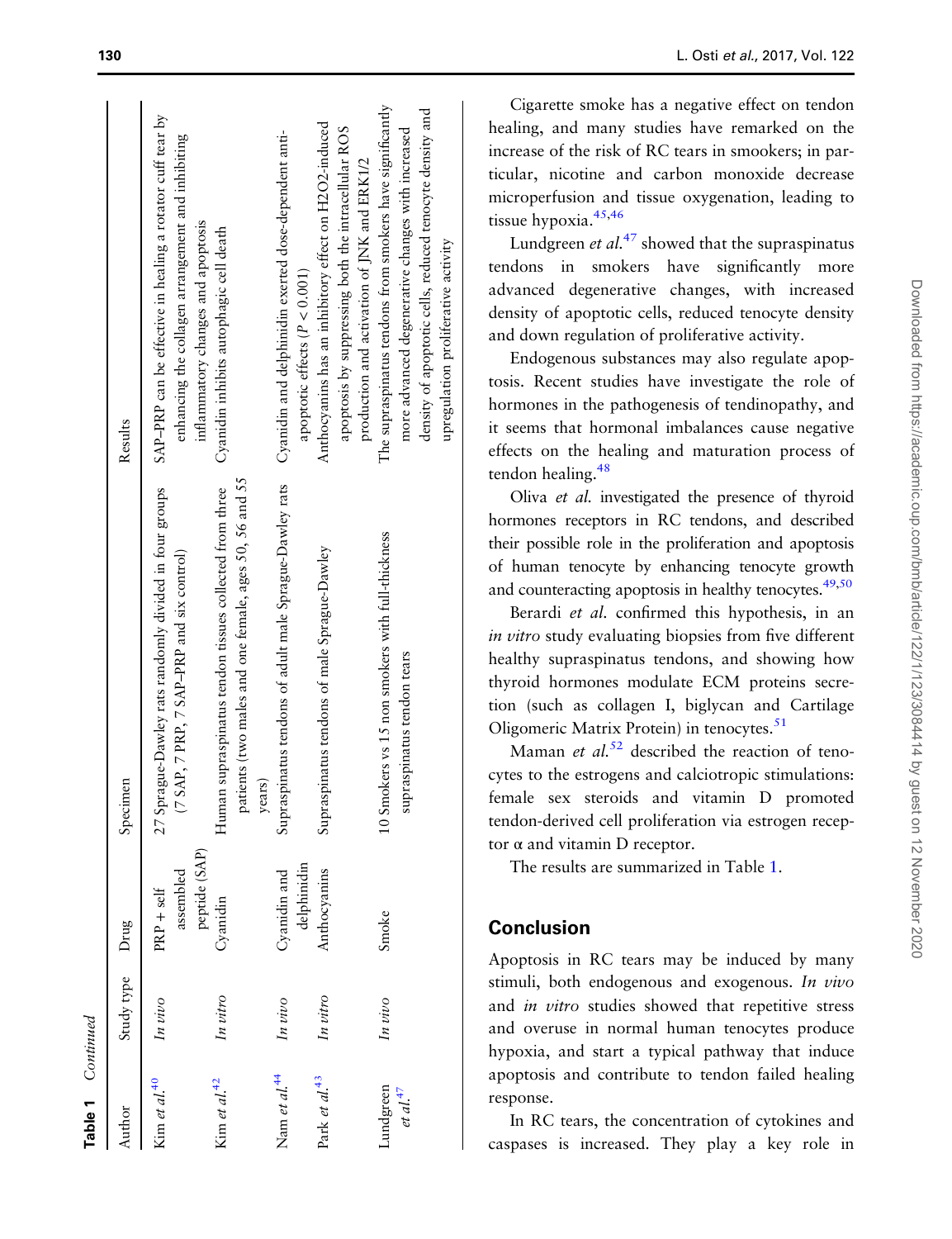**Table 1** Continued

| Author | Study type | Drug | Specimen | Results |
|---|---|---|---|---|
| Kim *et al.*[40] | *In vivo* | PRP + self assembled peptide (SAP) | 27 Sprague-Dawley rats randomly divided in four groups (7 SAP, 7 PRP, 7 SAP–PRP and six control) | SAP–PRP can be effective in healing a rotator cuff tear by enhancing the collagen arrangement and inhibiting inflammatory changes and apoptosis |
| Kim *et al.*[42] | *In vitro* | Cyanidin | Human supraspinatus tendon tissues collected from three patients (two males and one female, ages 50, 56 and 55 years) | Cyanidin inhibits autophagic cell death |
| Nam *et al.*[44] | *In vivo* | Cyanidin and delphinidin | Supraspinatus tendons of adult male Sprague-Dawley rats | Cyanidin and delphinidin exerted dose-dependent anti-apoptotic effects ($P < 0.001$) |
| Park *et al.*[43] | *In vitro* | Anthocyanins | Supraspinatus tendons of male Sprague-Dawley | Anthocyanins has an inhibitory effect on H2O2-induced apoptosis by suppressing both the intracellular ROS production and activation of JNK and ERK1/2 |
| Lundgreen *et al.*[47] | *In vivo* | Smoke | 10 Smokers vs 15 non smokers with full-thickness supraspinatus tendon tears | The supraspinatus tendons from smokers have significantly more advanced degenerative changes with increased density of apoptotic cells, reduced tenocyte density and upregulation proliferative activity |

Cigarette smoke has a negative effect on tendon healing, and many studies have remarked on the increase of the risk of RC tears in smokers; in particular, nicotine and carbon monoxide decrease microperfusion and tissue oxygenation, leading to tissue hypoxia.[45,46]

Lundgreen *et al.*[47] showed that the supraspinatus tendons in smokers have significantly more advanced degenerative changes, with increased density of apoptotic cells, reduced tenocyte density and down regulation of proliferative activity.

Endogenous substances may also regulate apoptosis. Recent studies have investigate the role of hormones in the pathogenesis of tendinopathy, and it seems that hormonal imbalances cause negative effects on the healing and maturation process of tendon healing.[48]

Oliva *et al.* investigated the presence of thyroid hormones receptors in RC tendons, and described their possible role in the proliferation and apoptosis of human tenocyte by enhancing tenocyte growth and counteracting apoptosis in healthy tenocytes.[49,50]

Berardi *et al.* confirmed this hypothesis, in an *in vitro* study evaluating biopsies from five different healthy supraspinatus tendons, and showing how thyroid hormones modulate ECM proteins secretion (such as collagen I, biglycan and Cartilage Oligomeric Matrix Protein) in tenocytes.[51]

Maman *et al.*[52] described the reaction of tenocytes to the estrogens and calciotropic stimulations: female sex steroids and vitamin D promoted tendon-derived cell proliferation via estrogen receptor α and vitamin D receptor.

The results are summarized in Table 1.

## Conclusion

Apoptosis in RC tears may be induced by many stimuli, both endogenous and exogenous. *In vivo* and *in vitro* studies showed that repetitive stress and overuse in normal human tenocytes produce hypoxia, and start a typical pathway that induce apoptosis and contribute to tendon failed healing response.

In RC tears, the concentration of cytokines and caspases is increased. They play a key role in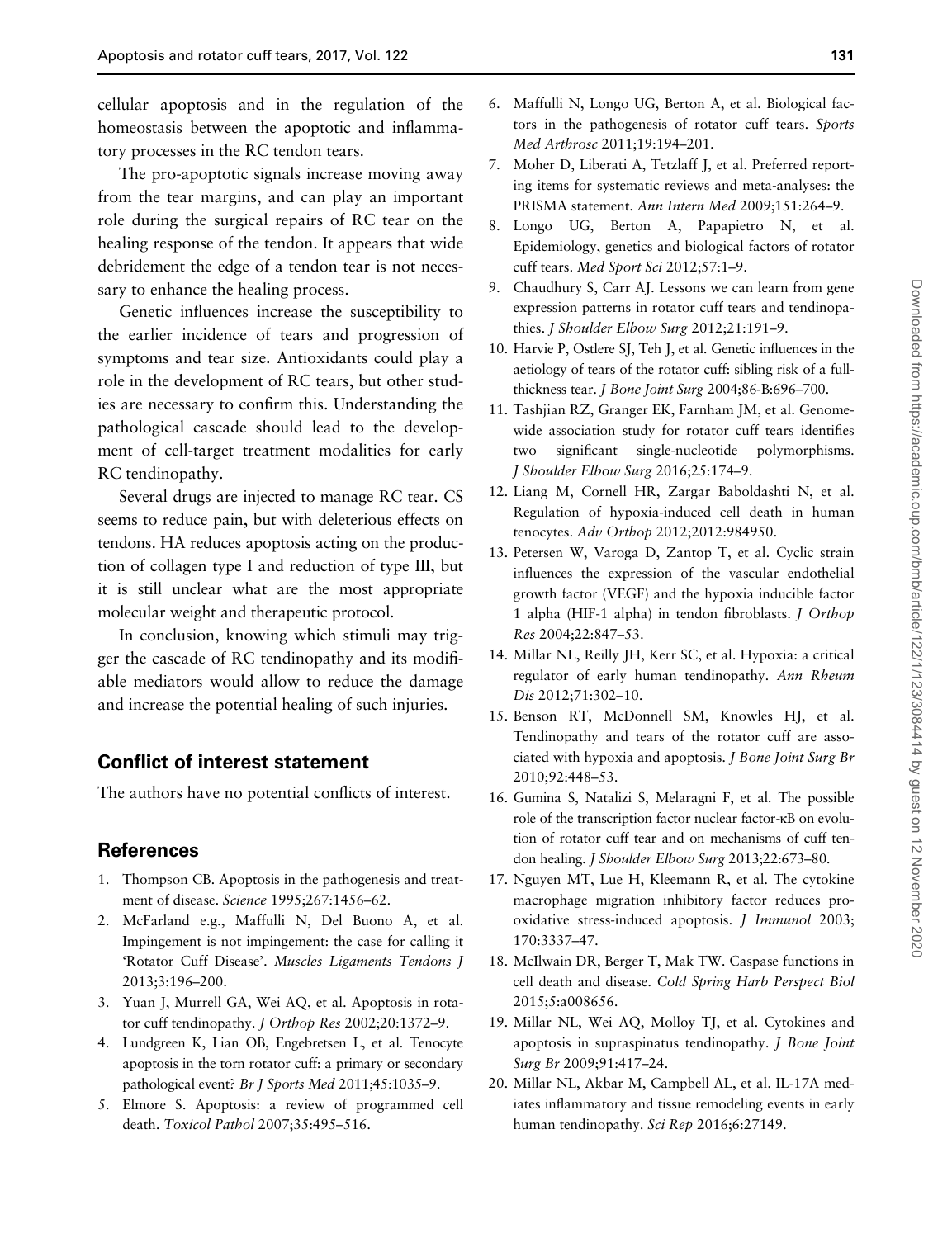cellular apoptosis and in the regulation of the homeostasis between the apoptotic and inflammatory processes in the RC tendon tears.

The pro-apoptotic signals increase moving away from the tear margins, and can play an important role during the surgical repairs of RC tear on the healing response of the tendon. It appears that wide debridement the edge of a tendon tear is not necessary to enhance the healing process.

Genetic influences increase the susceptibility to the earlier incidence of tears and progression of symptoms and tear size. Antioxidants could play a role in the development of RC tears, but other studies are necessary to confirm this. Understanding the pathological cascade should lead to the development of cell-target treatment modalities for early RC tendinopathy.

Several drugs are injected to manage RC tear. CS seems to reduce pain, but with deleterious effects on tendons. HA reduces apoptosis acting on the production of collagen type I and reduction of type III, but it is still unclear what are the most appropriate molecular weight and therapeutic protocol.

In conclusion, knowing which stimuli may trigger the cascade of RC tendinopathy and its modifiable mediators would allow to reduce the damage and increase the potential healing of such injuries.

## Conflict of interest statement

The authors have no potential conflicts of interest.

## References

1. Thompson CB. Apoptosis in the pathogenesis and treatment of disease. *Science* 1995;267:1456–62.
2. McFarland e.g., Maffulli N, Del Buono A, et al. Impingement is not impingement: the case for calling it 'Rotator Cuff Disease'. *Muscles Ligaments Tendons J* 2013;3:196–200.
3. Yuan J, Murrell GA, Wei AQ, et al. Apoptosis in rotator cuff tendinopathy. *J Orthop Res* 2002;20:1372–9.
4. Lundgreen K, Lian OB, Engebretsen L, et al. Tenocyte apoptosis in the torn rotator cuff: a primary or secondary pathological event? *Br J Sports Med* 2011;45:1035–9.
5. Elmore S. Apoptosis: a review of programmed cell death. *Toxicol Pathol* 2007;35:495–516.
6. Maffulli N, Longo UG, Berton A, et al. Biological factors in the pathogenesis of rotator cuff tears. *Sports Med Arthrosc* 2011;19:194–201.
7. Moher D, Liberati A, Tetzlaff J, et al. Preferred reporting items for systematic reviews and meta-analyses: the PRISMA statement. *Ann Intern Med* 2009;151:264–9.
8. Longo UG, Berton A, Papapietro N, et al. Epidemiology, genetics and biological factors of rotator cuff tears. *Med Sport Sci* 2012;57:1–9.
9. Chaudhury S, Carr AJ. Lessons we can learn from gene expression patterns in rotator cuff tears and tendinopathies. *J Shoulder Elbow Surg* 2012;21:191–9.
10. Harvie P, Ostlere SJ, Teh J, et al. Genetic influences in the aetiology of tears of the rotator cuff: sibling risk of a full-thickness tear. *J Bone Joint Surg* 2004;86-B:696–700.
11. Tashjian RZ, Granger EK, Farnham JM, et al. Genome-wide association study for rotator cuff tears identifies two significant single-nucleotide polymorphisms. *J Shoulder Elbow Surg* 2016;25:174–9.
12. Liang M, Cornell HR, Zargar Baboldashti N, et al. Regulation of hypoxia-induced cell death in human tenocytes. *Adv Orthop* 2012;2012:984950.
13. Petersen W, Varoga D, Zantop T, et al. Cyclic strain influences the expression of the vascular endothelial growth factor (VEGF) and the hypoxia inducible factor 1 alpha (HIF-1 alpha) in tendon fibroblasts. *J Orthop Res* 2004;22:847–53.
14. Millar NL, Reilly JH, Kerr SC, et al. Hypoxia: a critical regulator of early human tendinopathy. *Ann Rheum Dis* 2012;71:302–10.
15. Benson RT, McDonnell SM, Knowles HJ, et al. Tendinopathy and tears of the rotator cuff are associated with hypoxia and apoptosis. *J Bone Joint Surg Br* 2010;92:448–53.
16. Gumina S, Natalizi S, Melaragni F, et al. The possible role of the transcription factor nuclear factor-κB on evolution of rotator cuff tear and on mechanisms of cuff tendon healing. *J Shoulder Elbow Surg* 2013;22:673–80.
17. Nguyen MT, Lue H, Kleemann R, et al. The cytokine macrophage migration inhibitory factor reduces pro-oxidative stress-induced apoptosis. *J Immunol* 2003; 170:3337–47.
18. McIlwain DR, Berger T, Mak TW. Caspase functions in cell death and disease. *Cold Spring Harb Perspect Biol* 2015;5:a008656.
19. Millar NL, Wei AQ, Molloy TJ, et al. Cytokines and apoptosis in supraspinatus tendinopathy. *J Bone Joint Surg Br* 2009;91:417–24.
20. Millar NL, Akbar M, Campbell AL, et al. IL-17A mediates inflammatory and tissue remodeling events in early human tendinopathy. *Sci Rep* 2016;6:27149.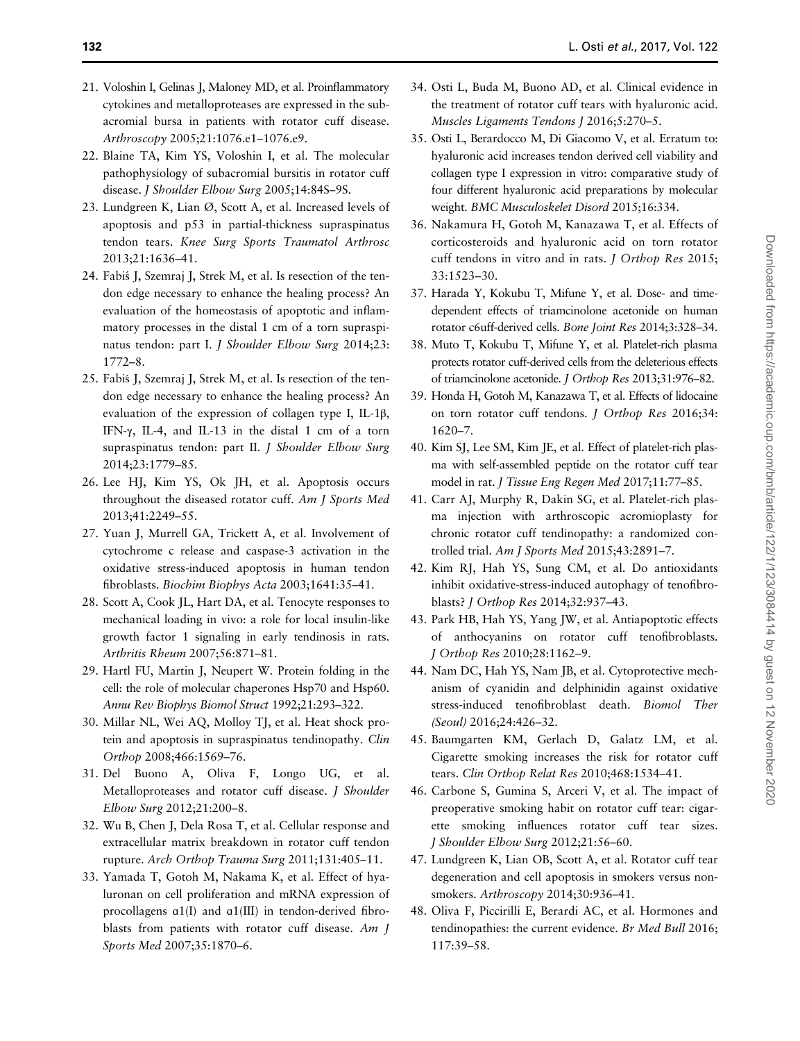21. Voloshin I, Gelinas J, Maloney MD, et al. Proinflammatory cytokines and metalloproteases are expressed in the subacromial bursa in patients with rotator cuff disease. *Arthroscopy* 2005;21:1076.e1–1076.e9.
22. Blaine TA, Kim YS, Voloshin I, et al. The molecular pathophysiology of subacromial bursitis in rotator cuff disease. *J Shoulder Elbow Surg* 2005;14:84S–9S.
23. Lundgreen K, Lian Ø, Scott A, et al. Increased levels of apoptosis and p53 in partial-thickness supraspinatus tendon tears. *Knee Surg Sports Traumatol Arthrosc* 2013;21:1636–41.
24. Fabiś J, Szemraj J, Strek M, et al. Is resection of the tendon edge necessary to enhance the healing process? An evaluation of the homeostasis of apoptotic and inflammatory processes in the distal 1 cm of a torn supraspinatus tendon: part I. *J Shoulder Elbow Surg* 2014;23:1772–8.
25. Fabiś J, Szemraj J, Strek M, et al. Is resection of the tendon edge necessary to enhance the healing process? An evaluation of the expression of collagen type I, IL-1β, IFN-γ, IL-4, and IL-13 in the distal 1 cm of a torn supraspinatus tendon: part II. *J Shoulder Elbow Surg* 2014;23:1779–85.
26. Lee HJ, Kim YS, Ok JH, et al. Apoptosis occurs throughout the diseased rotator cuff. *Am J Sports Med* 2013;41:2249–55.
27. Yuan J, Murrell GA, Trickett A, et al. Involvement of cytochrome c release and caspase-3 activation in the oxidative stress-induced apoptosis in human tendon fibroblasts. *Biochim Biophys Acta* 2003;1641:35–41.
28. Scott A, Cook JL, Hart DA, et al. Tenocyte responses to mechanical loading in vivo: a role for local insulin-like growth factor 1 signaling in early tendinosis in rats. *Arthritis Rheum* 2007;56:871–81.
29. Hartl FU, Martin J, Neupert W. Protein folding in the cell: the role of molecular chaperones Hsp70 and Hsp60. *Annu Rev Biophys Biomol Struct* 1992;21:293–322.
30. Millar NL, Wei AQ, Molloy TJ, et al. Heat shock protein and apoptosis in supraspinatus tendinopathy. *Clin Orthop* 2008;466:1569–76.
31. Del Buono A, Oliva F, Longo UG, et al. Metalloproteases and rotator cuff disease. *J Shoulder Elbow Surg* 2012;21:200–8.
32. Wu B, Chen J, Dela Rosa T, et al. Cellular response and extracellular matrix breakdown in rotator cuff tendon rupture. *Arch Orthop Trauma Surg* 2011;131:405–11.
33. Yamada T, Gotoh M, Nakama K, et al. Effect of hyaluronan on cell proliferation and mRNA expression of procollagens α1(I) and α1(III) in tendon-derived fibroblasts from patients with rotator cuff disease. *Am J Sports Med* 2007;35:1870–6.
34. Osti L, Buda M, Buono AD, et al. Clinical evidence in the treatment of rotator cuff tears with hyaluronic acid. *Muscles Ligaments Tendons J* 2016;5:270–5.
35. Osti L, Berardocco M, Di Giacomo V, et al. Erratum to: hyaluronic acid increases tendon derived cell viability and collagen type I expression in vitro: comparative study of four different hyaluronic acid preparations by molecular weight. *BMC Musculoskelet Disord* 2015;16:334.
36. Nakamura H, Gotoh M, Kanazawa T, et al. Effects of corticosteroids and hyaluronic acid on torn rotator cuff tendons in vitro and in rats. *J Orthop Res* 2015;33:1523–30.
37. Harada Y, Kokubu T, Mifune Y, et al. Dose- and time-dependent effects of triamcinolone acetonide on human rotator c6uff-derived cells. *Bone Joint Res* 2014;3:328–34.
38. Muto T, Kokubu T, Mifune Y, et al. Platelet-rich plasma protects rotator cuff-derived cells from the deleterious effects of triamcinolone acetonide. *J Orthop Res* 2013;31:976–82.
39. Honda H, Gotoh M, Kanazawa T, et al. Effects of lidocaine on torn rotator cuff tendons. *J Orthop Res* 2016;34:1620–7.
40. Kim SJ, Lee SM, Kim JE, et al. Effect of platelet-rich plasma with self-assembled peptide on the rotator cuff tear model in rat. *J Tissue Eng Regen Med* 2017;11:77–85.
41. Carr AJ, Murphy R, Dakin SG, et al. Platelet-rich plasma injection with arthroscopic acromioplasty for chronic rotator cuff tendinopathy: a randomized controlled trial. *Am J Sports Med* 2015;43:2891–7.
42. Kim RJ, Hah YS, Sung CM, et al. Do antioxidants inhibit oxidative-stress-induced autophagy of tenofibroblasts? *J Orthop Res* 2014;32:937–43.
43. Park HB, Hah YS, Yang JW, et al. Antiapoptotic effects of anthocyanins on rotator cuff tenofibroblasts. *J Orthop Res* 2010;28:1162–9.
44. Nam DC, Hah YS, Nam JB, et al. Cytoprotective mechanism of cyanidin and delphinidin against oxidative stress-induced tenofibroblast death. *Biomol Ther (Seoul)* 2016;24:426–32.
45. Baumgarten KM, Gerlach D, Galatz LM, et al. Cigarette smoking increases the risk for rotator cuff tears. *Clin Orthop Relat Res* 2010;468:1534–41.
46. Carbone S, Gumina S, Arceri V, et al. The impact of preoperative smoking habit on rotator cuff tear: cigarette smoking influences rotator cuff tear sizes. *J Shoulder Elbow Surg* 2012;21:56–60.
47. Lundgreen K, Lian OB, Scott A, et al. Rotator cuff tear degeneration and cell apoptosis in smokers versus non-smokers. *Arthroscopy* 2014;30:936–41.
48. Oliva F, Piccirilli E, Berardi AC, et al. Hormones and tendinopathies: the current evidence. *Br Med Bull* 2016;117:39–58.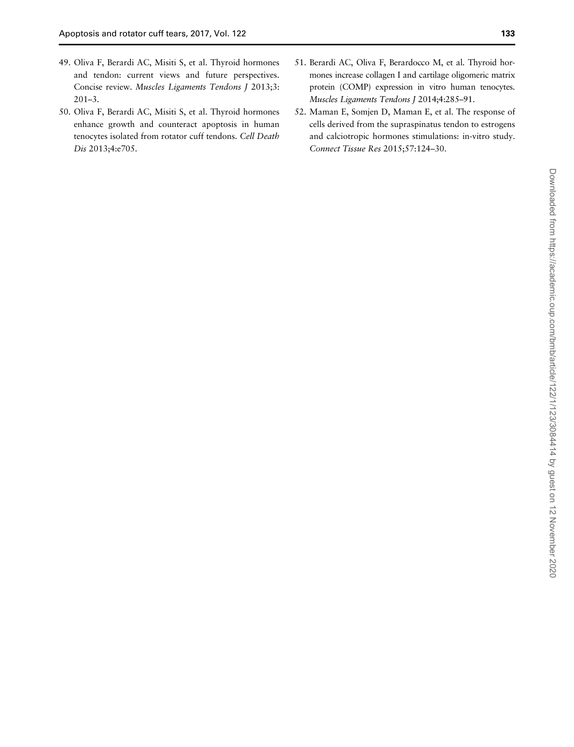49. Oliva F, Berardi AC, Misiti S, et al. Thyroid hormones and tendon: current views and future perspectives. Concise review. *Muscles Ligaments Tendons J* 2013;3: 201–3.
50. Oliva F, Berardi AC, Misiti S, et al. Thyroid hormones enhance growth and counteract apoptosis in human tenocytes isolated from rotator cuff tendons. *Cell Death Dis* 2013;4:e705.
51. Berardi AC, Oliva F, Berardocco M, et al. Thyroid hormones increase collagen I and cartilage oligomeric matrix protein (COMP) expression in vitro human tenocytes. *Muscles Ligaments Tendons J* 2014;4:285–91.
52. Maman E, Somjen D, Maman E, et al. The response of cells derived from the supraspinatus tendon to estrogens and calciotropic hormones stimulations: in-vitro study. *Connect Tissue Res* 2015;57:124–30.